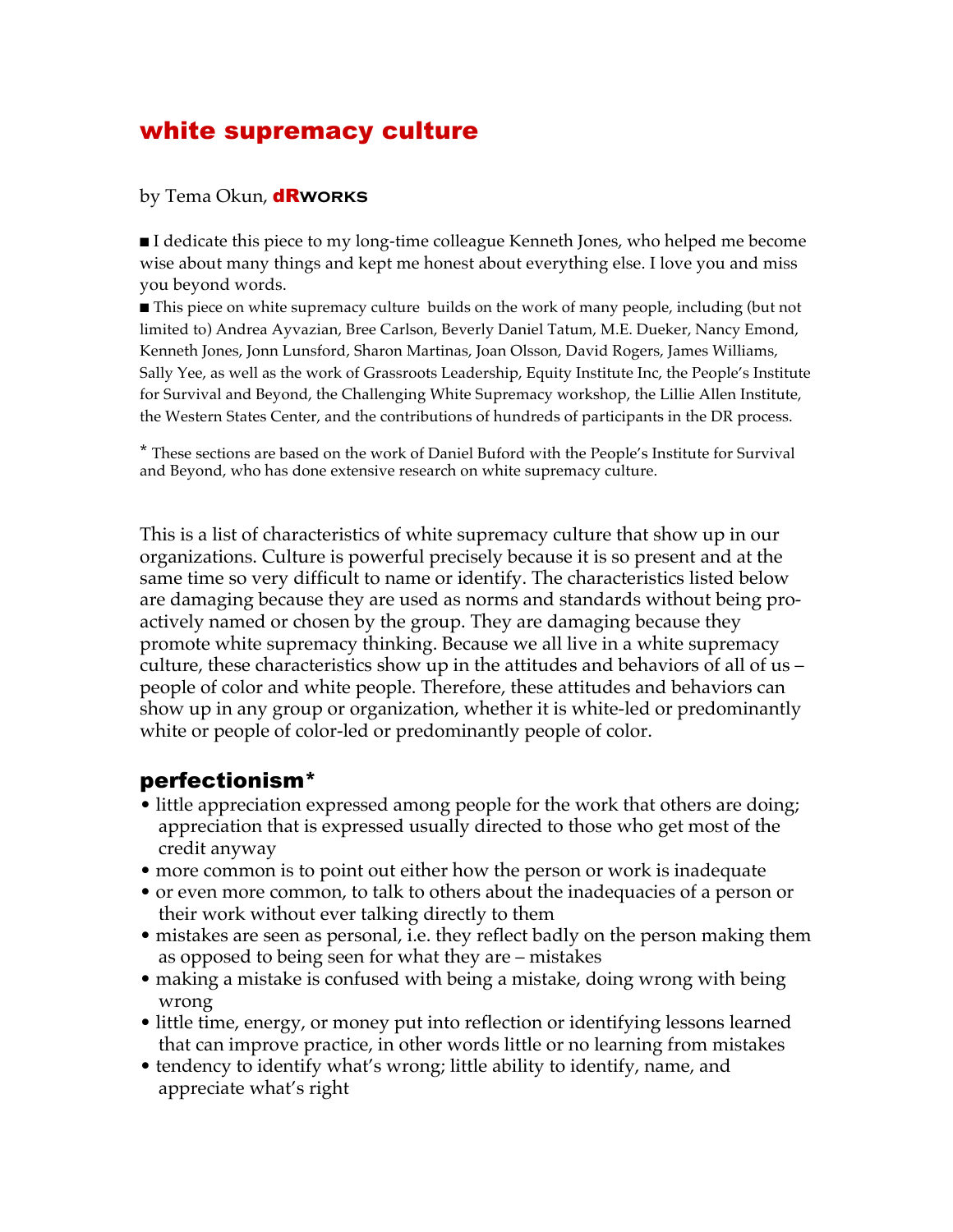# white supremacy culture

by Tema Okun, **dRworks**

■ I dedicate this piece to my long-time colleague Kenneth Jones, who helped me become wise about many things and kept me honest about everything else. I love you and miss you beyond words.

■ This piece on white supremacy culture builds on the work of many people, including (but not limited to) Andrea Ayvazian, Bree Carlson, Beverly Daniel Tatum, M.E. Dueker, Nancy Emond, Kenneth Jones, Jonn Lunsford, Sharon Martinas, Joan Olsson, David Rogers, James Williams, Sally Yee, as well as the work of Grassroots Leadership, Equity Institute Inc, the People's Institute for Survival and Beyond, the Challenging White Supremacy workshop, the Lillie Allen Institute, the Western States Center, and the contributions of hundreds of participants in the DR process.

* These sections are based on the work of Daniel Buford with the People's Institute for Survival and Beyond, who has done extensive research on white supremacy culture.

This is a list of characteristics of white supremacy culture that show up in our organizations. Culture is powerful precisely because it is so present and at the same time so very difficult to name or identify. The characteristics listed below are damaging because they are used as norms and standards without being pro-actively named or chosen by the group. They are damaging because they promote white supremacy thinking. Because we all live in a white supremacy culture, these characteristics show up in the attitudes and behaviors of all of us – people of color and white people. Therefore, these attitudes and behaviors can show up in any group or organization, whether it is white-led or predominantly white or people of color-led or predominantly people of color.

## perfectionism*

- little appreciation expressed among people for the work that others are doing; appreciation that is expressed usually directed to those who get most of the credit anyway
- more common is to point out either how the person or work is inadequate
- or even more common, to talk to others about the inadequacies of a person or their work without ever talking directly to them
- mistakes are seen as personal, i.e. they reflect badly on the person making them as opposed to being seen for what they are – mistakes
- making a mistake is confused with being a mistake, doing wrong with being wrong
- little time, energy, or money put into reflection or identifying lessons learned that can improve practice, in other words little or no learning from mistakes
- tendency to identify what's wrong; little ability to identify, name, and appreciate what's right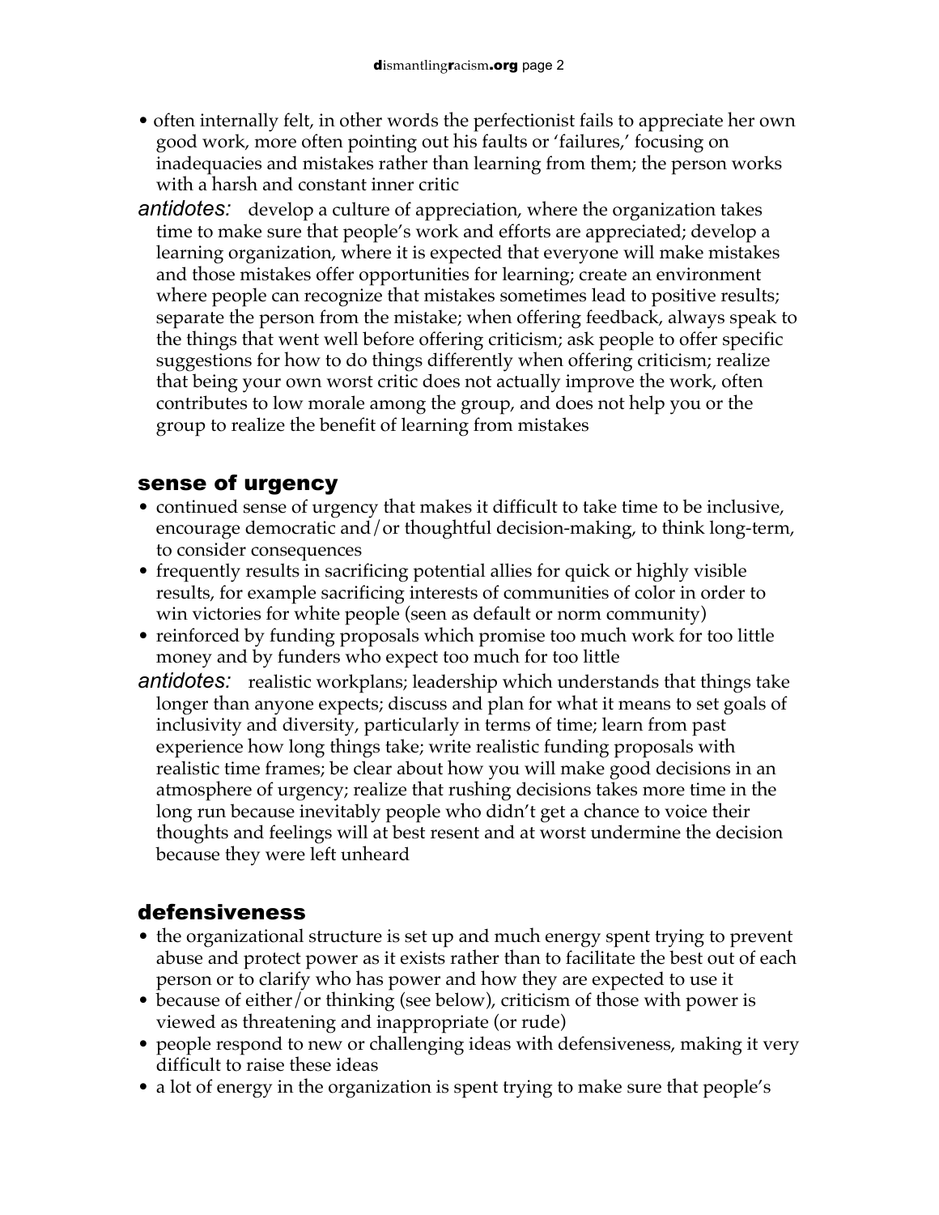- often internally felt, in other words the perfectionist fails to appreciate her own good work, more often pointing out his faults or 'failures,' focusing on inadequacies and mistakes rather than learning from them; the person works with a harsh and constant inner critic

*antidotes:* develop a culture of appreciation, where the organization takes time to make sure that people's work and efforts are appreciated; develop a learning organization, where it is expected that everyone will make mistakes and those mistakes offer opportunities for learning; create an environment where people can recognize that mistakes sometimes lead to positive results; separate the person from the mistake; when offering feedback, always speak to the things that went well before offering criticism; ask people to offer specific suggestions for how to do things differently when offering criticism; realize that being your own worst critic does not actually improve the work, often contributes to low morale among the group, and does not help you or the group to realize the benefit of learning from mistakes

## sense of urgency

- continued sense of urgency that makes it difficult to take time to be inclusive, encourage democratic and/or thoughtful decision-making, to think long-term, to consider consequences
- frequently results in sacrificing potential allies for quick or highly visible results, for example sacrificing interests of communities of color in order to win victories for white people (seen as default or norm community)
- reinforced by funding proposals which promise too much work for too little money and by funders who expect too much for too little

*antidotes:* realistic workplans; leadership which understands that things take longer than anyone expects; discuss and plan for what it means to set goals of inclusivity and diversity, particularly in terms of time; learn from past experience how long things take; write realistic funding proposals with realistic time frames; be clear about how you will make good decisions in an atmosphere of urgency; realize that rushing decisions takes more time in the long run because inevitably people who didn't get a chance to voice their thoughts and feelings will at best resent and at worst undermine the decision because they were left unheard

## defensiveness

- the organizational structure is set up and much energy spent trying to prevent abuse and protect power as it exists rather than to facilitate the best out of each person or to clarify who has power and how they are expected to use it
- because of either/or thinking (see below), criticism of those with power is viewed as threatening and inappropriate (or rude)
- people respond to new or challenging ideas with defensiveness, making it very difficult to raise these ideas
- a lot of energy in the organization is spent trying to make sure that people's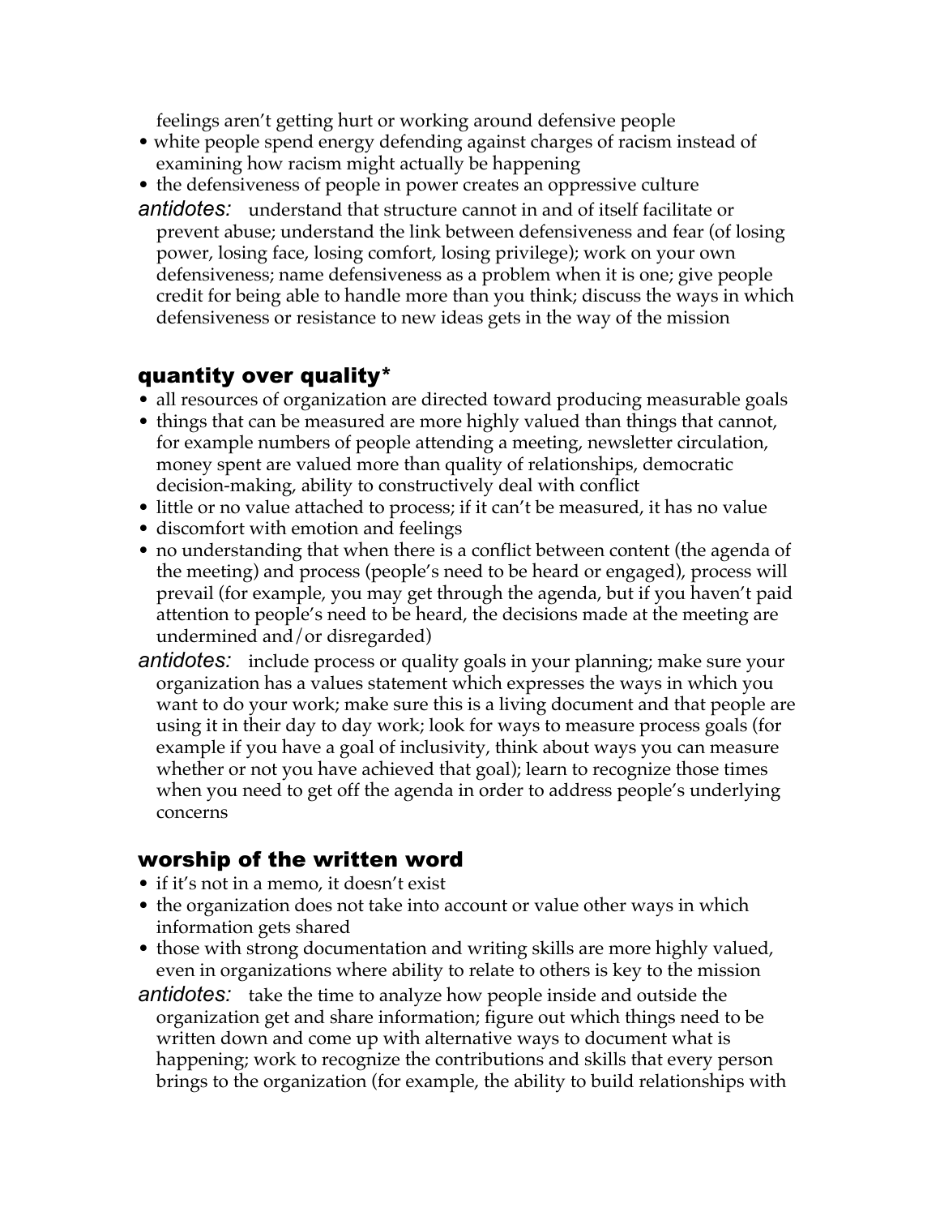feelings aren't getting hurt or working around defensive people

- white people spend energy defending against charges of racism instead of examining how racism might actually be happening
- the defensiveness of people in power creates an oppressive culture

*antidotes:* understand that structure cannot in and of itself facilitate or prevent abuse; understand the link between defensiveness and fear (of losing power, losing face, losing comfort, losing privilege); work on your own defensiveness; name defensiveness as a problem when it is one; give people credit for being able to handle more than you think; discuss the ways in which defensiveness or resistance to new ideas gets in the way of the mission

## quantity over quality*

- all resources of organization are directed toward producing measurable goals
- things that can be measured are more highly valued than things that cannot, for example numbers of people attending a meeting, newsletter circulation, money spent are valued more than quality of relationships, democratic decision-making, ability to constructively deal with conflict
- little or no value attached to process; if it can't be measured, it has no value
- discomfort with emotion and feelings
- no understanding that when there is a conflict between content (the agenda of the meeting) and process (people's need to be heard or engaged), process will prevail (for example, you may get through the agenda, but if you haven't paid attention to people's need to be heard, the decisions made at the meeting are undermined and/or disregarded)

*antidotes:* include process or quality goals in your planning; make sure your organization has a values statement which expresses the ways in which you want to do your work; make sure this is a living document and that people are using it in their day to day work; look for ways to measure process goals (for example if you have a goal of inclusivity, think about ways you can measure whether or not you have achieved that goal); learn to recognize those times when you need to get off the agenda in order to address people's underlying concerns

## worship of the written word

- if it's not in a memo, it doesn't exist
- the organization does not take into account or value other ways in which information gets shared
- those with strong documentation and writing skills are more highly valued, even in organizations where ability to relate to others is key to the mission

*antidotes:* take the time to analyze how people inside and outside the organization get and share information; figure out which things need to be written down and come up with alternative ways to document what is happening; work to recognize the contributions and skills that every person brings to the organization (for example, the ability to build relationships with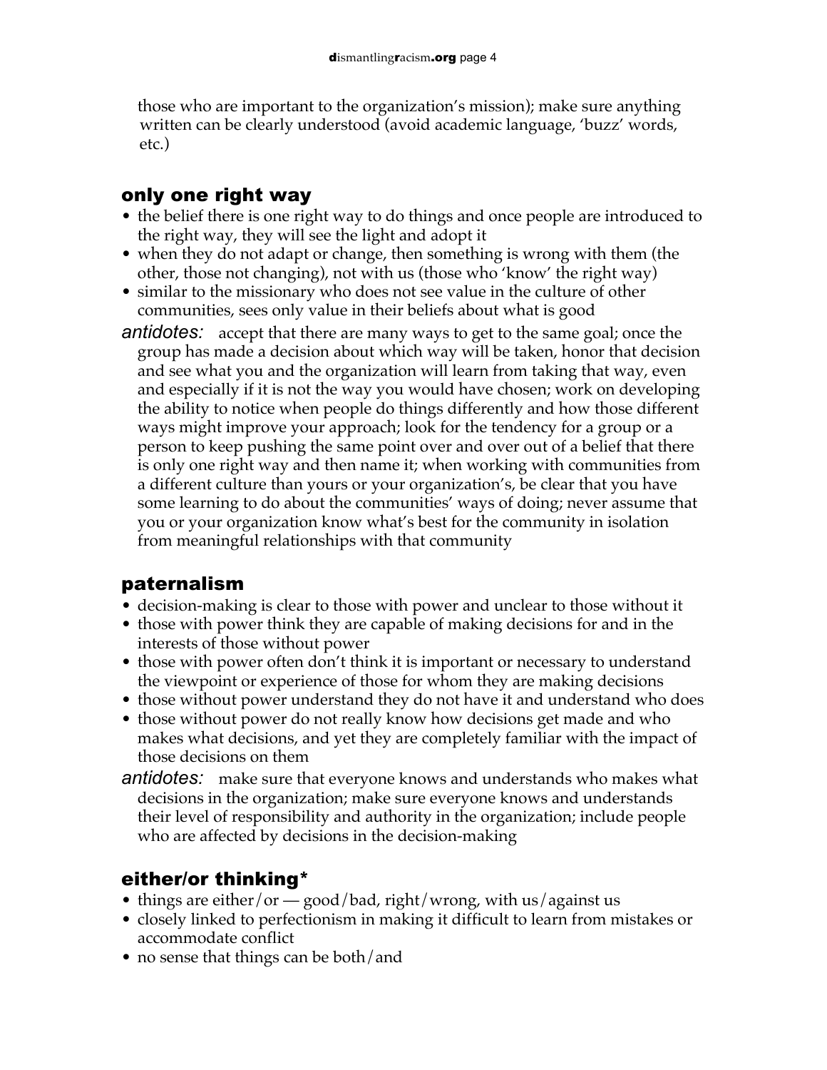those who are important to the organization's mission); make sure anything written can be clearly understood (avoid academic language, 'buzz' words, etc.)

## only one right way

- the belief there is one right way to do things and once people are introduced to the right way, they will see the light and adopt it
- when they do not adapt or change, then something is wrong with them (the other, those not changing), not with us (those who 'know' the right way)
- similar to the missionary who does not see value in the culture of other communities, sees only value in their beliefs about what is good

*antidotes:* accept that there are many ways to get to the same goal; once the group has made a decision about which way will be taken, honor that decision and see what you and the organization will learn from taking that way, even and especially if it is not the way you would have chosen; work on developing the ability to notice when people do things differently and how those different ways might improve your approach; look for the tendency for a group or a person to keep pushing the same point over and over out of a belief that there is only one right way and then name it; when working with communities from a different culture than yours or your organization's, be clear that you have some learning to do about the communities' ways of doing; never assume that you or your organization know what's best for the community in isolation from meaningful relationships with that community

## paternalism

- decision-making is clear to those with power and unclear to those without it
- those with power think they are capable of making decisions for and in the interests of those without power
- those with power often don't think it is important or necessary to understand the viewpoint or experience of those for whom they are making decisions
- those without power understand they do not have it and understand who does
- those without power do not really know how decisions get made and who makes what decisions, and yet they are completely familiar with the impact of those decisions on them

*antidotes:* make sure that everyone knows and understands who makes what decisions in the organization; make sure everyone knows and understands their level of responsibility and authority in the organization; include people who are affected by decisions in the decision-making

## either/or thinking*

- things are either/or — good/bad, right/wrong, with us/against us
- closely linked to perfectionism in making it difficult to learn from mistakes or accommodate conflict
- no sense that things can be both/and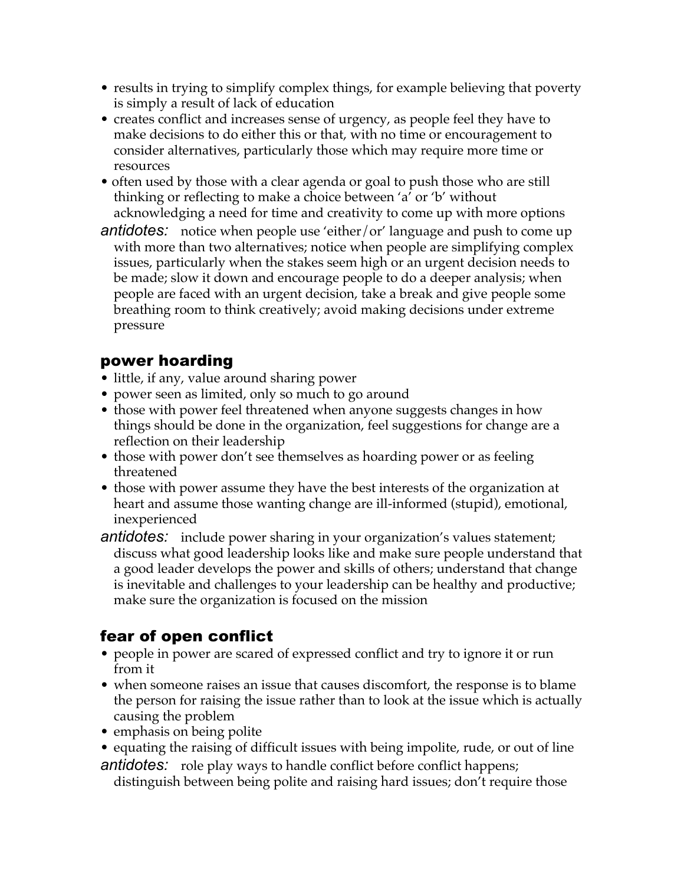- results in trying to simplify complex things, for example believing that poverty is simply a result of lack of education
- creates conflict and increases sense of urgency, as people feel they have to make decisions to do either this or that, with no time or encouragement to consider alternatives, particularly those which may require more time or resources
- often used by those with a clear agenda or goal to push those who are still thinking or reflecting to make a choice between 'a' or 'b' without acknowledging a need for time and creativity to come up with more options

*antidotes:* notice when people use 'either/or' language and push to come up with more than two alternatives; notice when people are simplifying complex issues, particularly when the stakes seem high or an urgent decision needs to be made; slow it down and encourage people to do a deeper analysis; when people are faced with an urgent decision, take a break and give people some breathing room to think creatively; avoid making decisions under extreme pressure

## power hoarding

- little, if any, value around sharing power
- power seen as limited, only so much to go around
- those with power feel threatened when anyone suggests changes in how things should be done in the organization, feel suggestions for change are a reflection on their leadership
- those with power don't see themselves as hoarding power or as feeling threatened
- those with power assume they have the best interests of the organization at heart and assume those wanting change are ill-informed (stupid), emotional, inexperienced

*antidotes:* include power sharing in your organization's values statement; discuss what good leadership looks like and make sure people understand that a good leader develops the power and skills of others; understand that change is inevitable and challenges to your leadership can be healthy and productive; make sure the organization is focused on the mission

## fear of open conflict

- people in power are scared of expressed conflict and try to ignore it or run from it
- when someone raises an issue that causes discomfort, the response is to blame the person for raising the issue rather than to look at the issue which is actually causing the problem
- emphasis on being polite
- equating the raising of difficult issues with being impolite, rude, or out of line

*antidotes:* role play ways to handle conflict before conflict happens; distinguish between being polite and raising hard issues; don't require those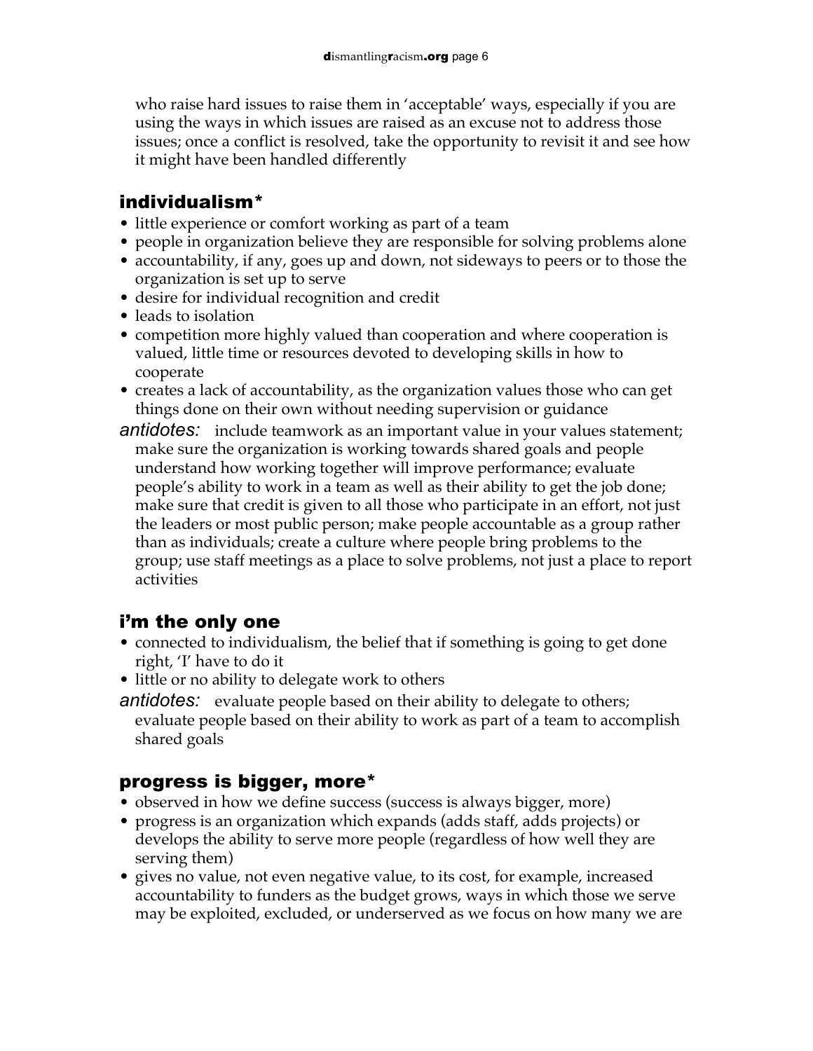who raise hard issues to raise them in 'acceptable' ways, especially if you are using the ways in which issues are raised as an excuse not to address those issues; once a conflict is resolved, take the opportunity to revisit it and see how it might have been handled differently

## individualism*

- little experience or comfort working as part of a team
- people in organization believe they are responsible for solving problems alone
- accountability, if any, goes up and down, not sideways to peers or to those the organization is set up to serve
- desire for individual recognition and credit
- leads to isolation
- competition more highly valued than cooperation and where cooperation is valued, little time or resources devoted to developing skills in how to cooperate
- creates a lack of accountability, as the organization values those who can get things done on their own without needing supervision or guidance

*antidotes:* include teamwork as an important value in your values statement; make sure the organization is working towards shared goals and people understand how working together will improve performance; evaluate people's ability to work in a team as well as their ability to get the job done; make sure that credit is given to all those who participate in an effort, not just the leaders or most public person; make people accountable as a group rather than as individuals; create a culture where people bring problems to the group; use staff meetings as a place to solve problems, not just a place to report activities

## i'm the only one

- connected to individualism, the belief that if something is going to get done right, 'I' have to do it
- little or no ability to delegate work to others

*antidotes:* evaluate people based on their ability to delegate to others; evaluate people based on their ability to work as part of a team to accomplish shared goals

## progress is bigger, more*

- observed in how we define success (success is always bigger, more)
- progress is an organization which expands (adds staff, adds projects) or develops the ability to serve more people (regardless of how well they are serving them)
- gives no value, not even negative value, to its cost, for example, increased accountability to funders as the budget grows, ways in which those we serve may be exploited, excluded, or underserved as we focus on how many we are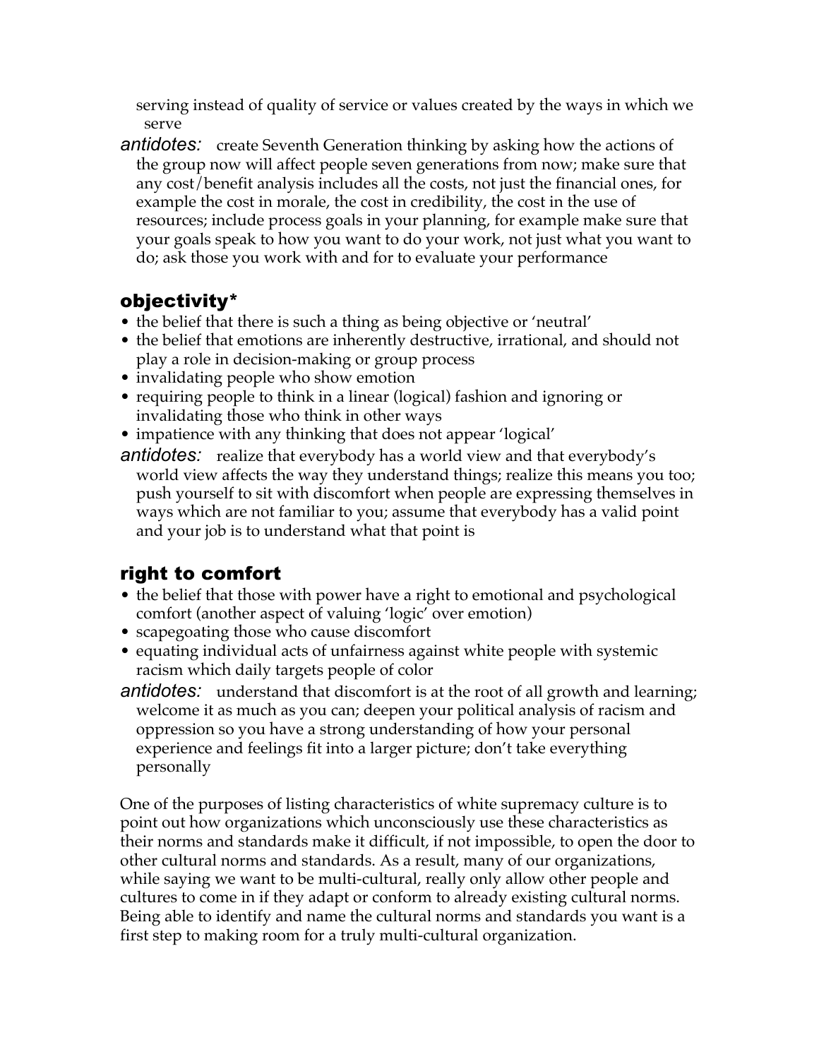serving instead of quality of service or values created by the ways in which we serve

*antidotes:* create Seventh Generation thinking by asking how the actions of the group now will affect people seven generations from now; make sure that any cost/benefit analysis includes all the costs, not just the financial ones, for example the cost in morale, the cost in credibility, the cost in the use of resources; include process goals in your planning, for example make sure that your goals speak to how you want to do your work, not just what you want to do; ask those you work with and for to evaluate your performance

## objectivity*

- the belief that there is such a thing as being objective or 'neutral'
- the belief that emotions are inherently destructive, irrational, and should not play a role in decision-making or group process
- invalidating people who show emotion
- requiring people to think in a linear (logical) fashion and ignoring or invalidating those who think in other ways
- impatience with any thinking that does not appear 'logical'

*antidotes:* realize that everybody has a world view and that everybody's world view affects the way they understand things; realize this means you too; push yourself to sit with discomfort when people are expressing themselves in ways which are not familiar to you; assume that everybody has a valid point and your job is to understand what that point is

## right to comfort

- the belief that those with power have a right to emotional and psychological comfort (another aspect of valuing 'logic' over emotion)
- scapegoating those who cause discomfort
- equating individual acts of unfairness against white people with systemic racism which daily targets people of color

*antidotes:* understand that discomfort is at the root of all growth and learning; welcome it as much as you can; deepen your political analysis of racism and oppression so you have a strong understanding of how your personal experience and feelings fit into a larger picture; don't take everything personally

One of the purposes of listing characteristics of white supremacy culture is to point out how organizations which unconsciously use these characteristics as their norms and standards make it difficult, if not impossible, to open the door to other cultural norms and standards. As a result, many of our organizations, while saying we want to be multi-cultural, really only allow other people and cultures to come in if they adapt or conform to already existing cultural norms. Being able to identify and name the cultural norms and standards you want is a first step to making room for a truly multi-cultural organization.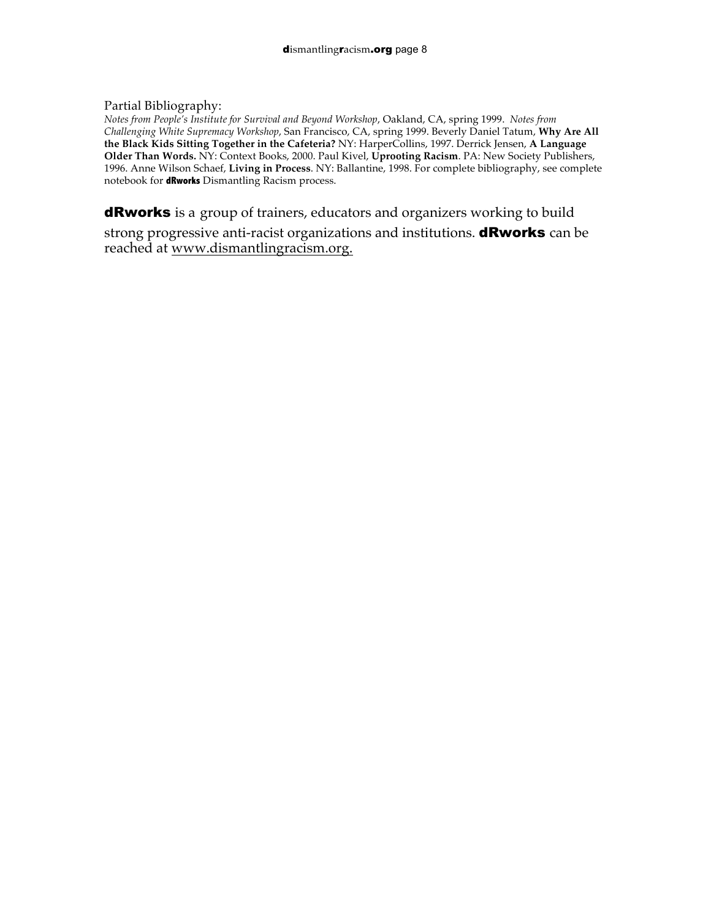Partial Bibliography:

*Notes from People's Institute for Survival and Beyond Workshop*, Oakland, CA, spring 1999. *Notes from Challenging White Supremacy Workshop*, San Francisco, CA, spring 1999. Beverly Daniel Tatum, **Why Are All the Black Kids Sitting Together in the Cafeteria?** NY: HarperCollins, 1997. Derrick Jensen, **A Language Older Than Words.** NY: Context Books, 2000. Paul Kivel, **Uprooting Racism**. PA: New Society Publishers, 1996. Anne Wilson Schaef, **Living in Process**. NY: Ballantine, 1998. For complete bibliography, see complete notebook for **dRworks** Dismantling Racism process.

**dRworks** is a group of trainers, educators and organizers working to build strong progressive anti-racist organizations and institutions. **dRworks** can be reached at www.dismantlingracism.org.